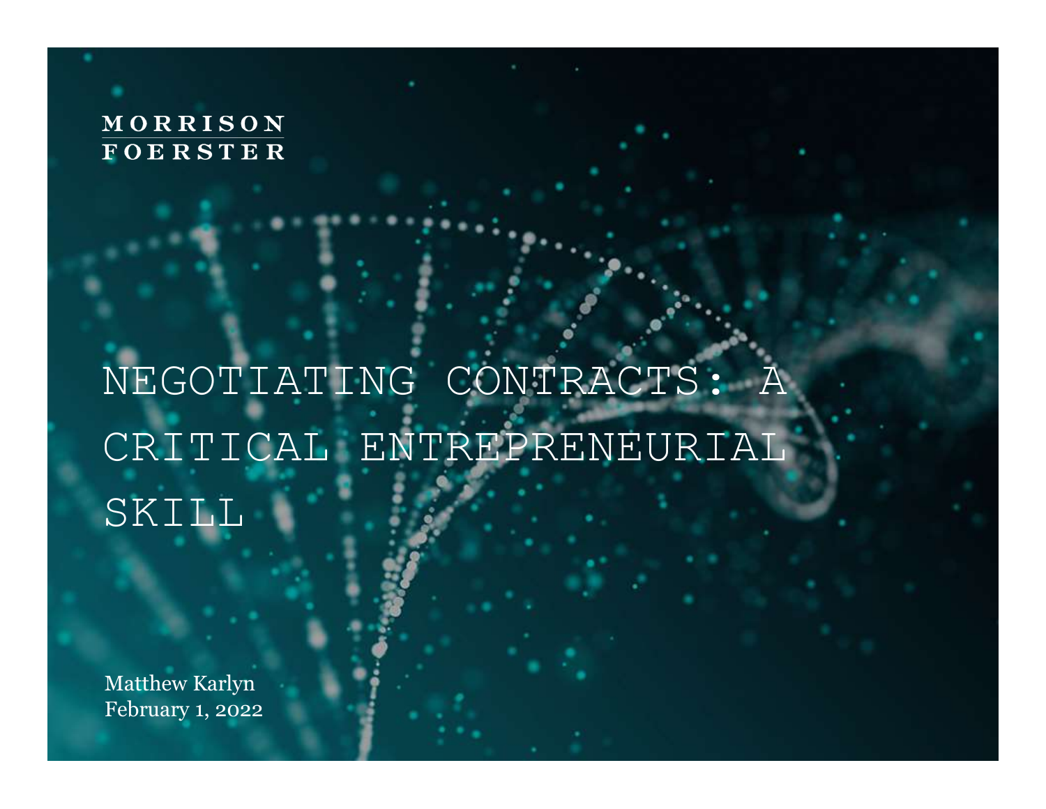MORRISON FOERSTER

# NEGOTIATING CONTRACTS: A CRITICAL ENTREPRENEURIAL SKILL

Matthew Karlyn
February 1, 2022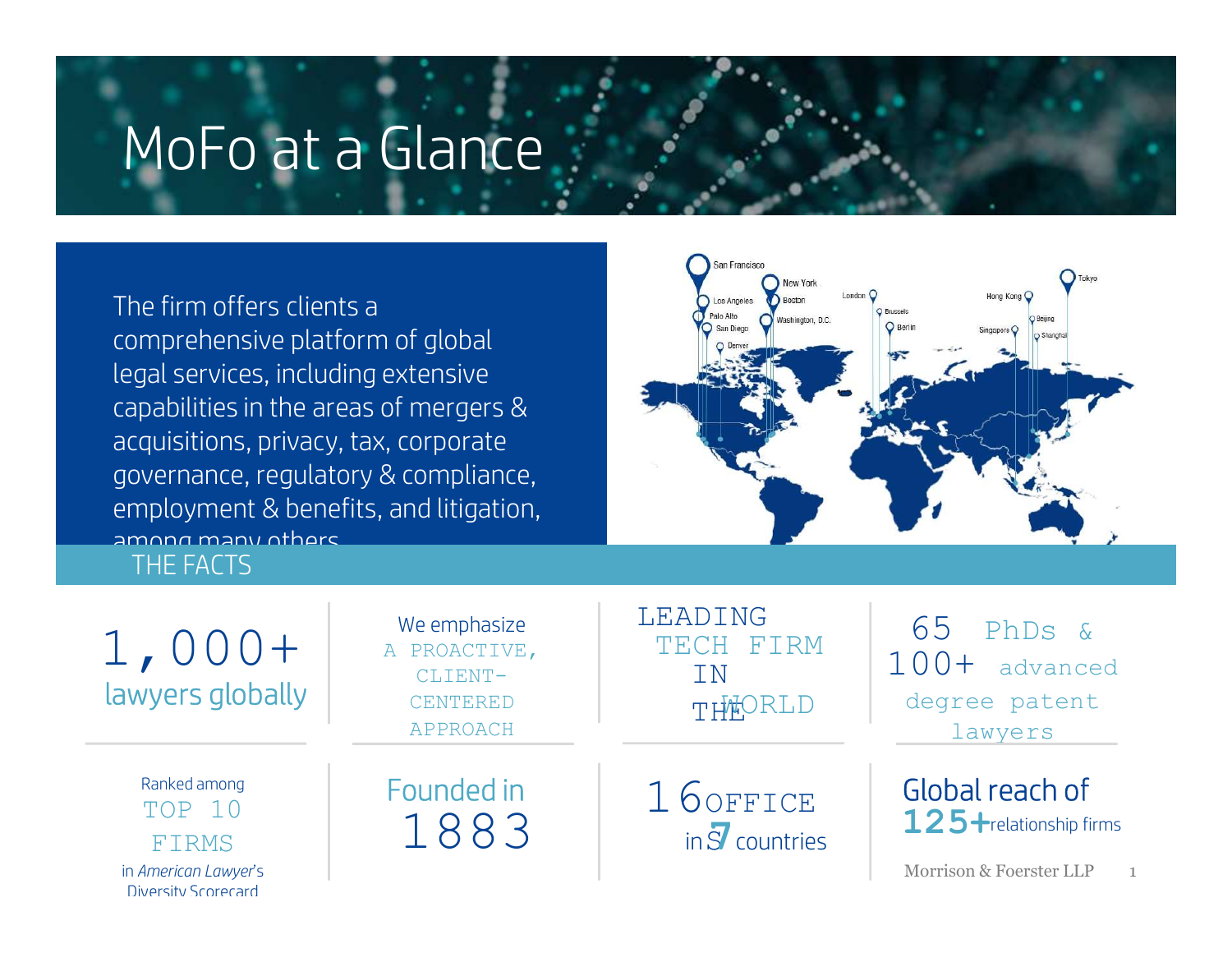# MoFo at a Glance

The firm offers clients a comprehensive platform of global legal services, including extensive capabilities in the areas of mergers & acquisitions, privacy, tax, corporate governance, regulatory & compliance, employment & benefits, and litigation, among many others

San Francisco, Los Angeles, Palo Alto, San Diego, Denver, New York, Boston, Washington, D.C., London, Brussels, Berlin, Hong Kong, Singapore, Beijing, Shanghai, Tokyo

## THE FACTS

**1,000+** lawyers globally

We emphasize A PROACTIVE, CLIENT-CENTERED APPROACH

LEADING TECH FIRM IN THE WORLD

65 PhDs & 100+ advanced degree patent lawyers

Ranked among TOP 10 FIRMS in *American Lawyer*'s Diversity Scorecard

Founded in 1883

16 OFFICES in 7 countries

Global reach of 125+ relationship firms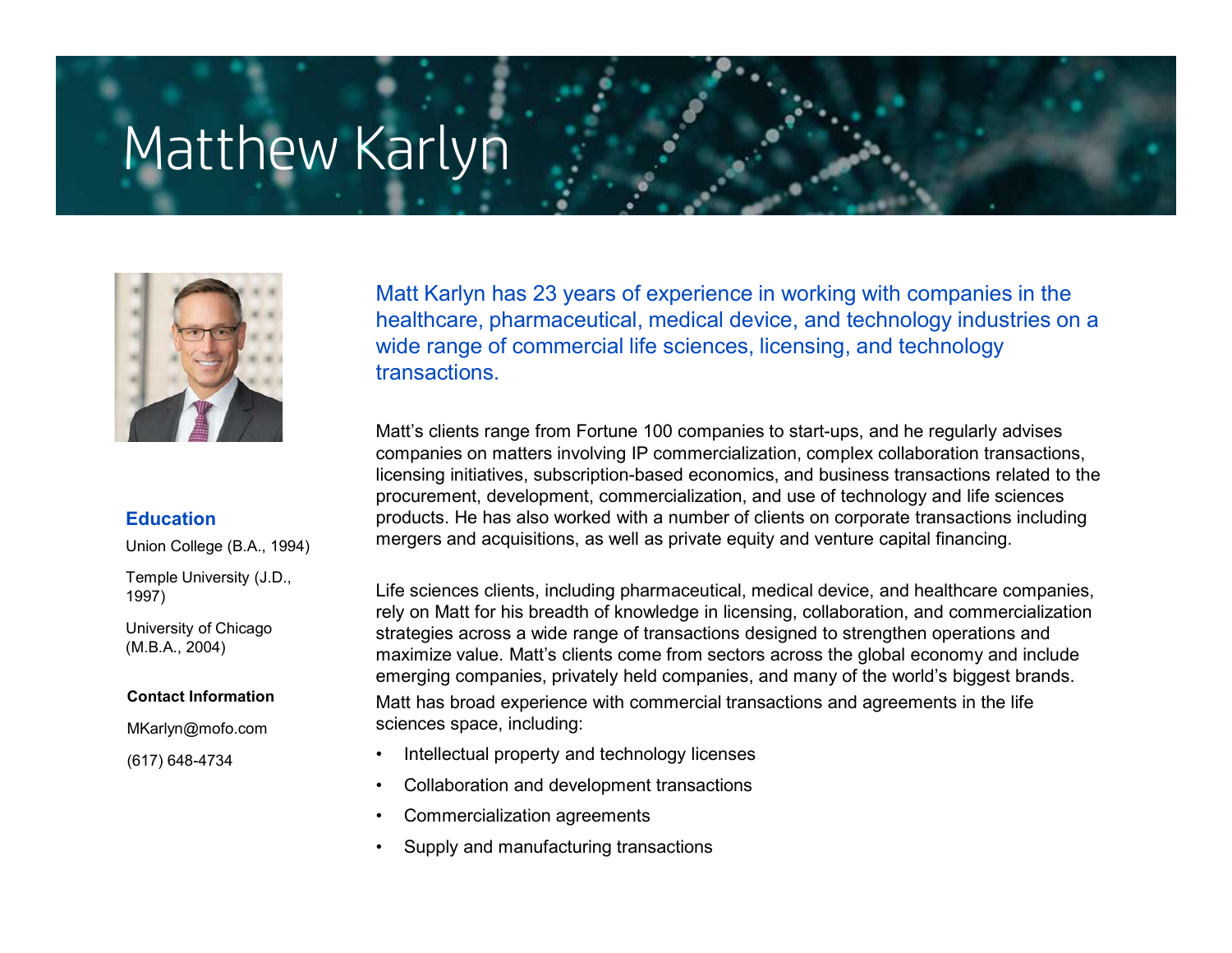# Matthew Karlyn

**Matt Karlyn has 23 years of experience in working with companies in the healthcare, pharmaceutical, medical device, and technology industries on a wide range of commercial life sciences, licensing, and technology transactions.**

Matt's clients range from Fortune 100 companies to start-ups, and he regularly advises companies on matters involving IP commercialization, complex collaboration transactions, licensing initiatives, subscription-based economics, and business transactions related to the procurement, development, commercialization, and use of technology and life sciences products. He has also worked with a number of clients on corporate transactions including mergers and acquisitions, as well as private equity and venture capital financing.

Life sciences clients, including pharmaceutical, medical device, and healthcare companies, rely on Matt for his breadth of knowledge in licensing, collaboration, and commercialization strategies across a wide range of transactions designed to strengthen operations and maximize value. Matt's clients come from sectors across the global economy and include emerging companies, privately held companies, and many of the world's biggest brands.

Matt has broad experience with commercial transactions and agreements in the life sciences space, including:

- Intellectual property and technology licenses
- Collaboration and development transactions
- Commercialization agreements
- Supply and manufacturing transactions

## Education

Union College (B.A., 1994)

Temple University (J.D., 1997)

University of Chicago (M.B.A., 2004)

### Contact Information

MKarlyn@mofo.com

(617) 648-4734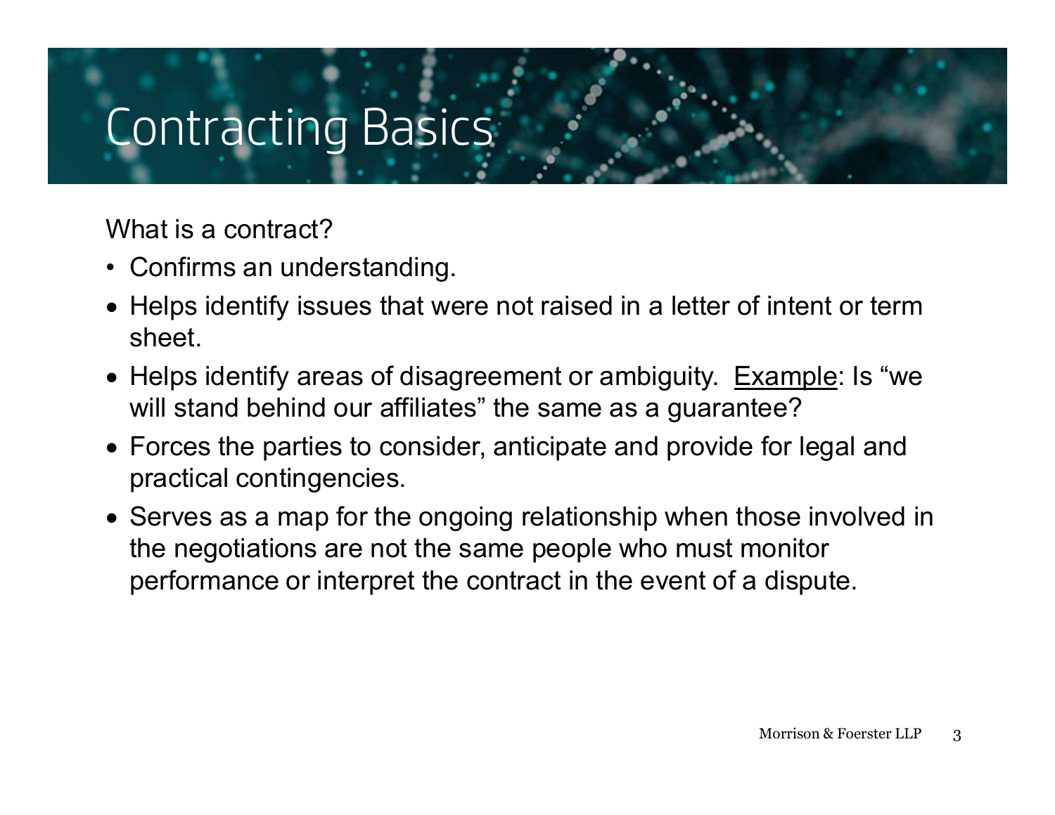# Contracting Basics

What is a contract?

- Confirms an understanding.
- Helps identify issues that were not raised in a letter of intent or term sheet.
- Helps identify areas of disagreement or ambiguity. Example: Is "we will stand behind our affiliates" the same as a guarantee?
- Forces the parties to consider, anticipate and provide for legal and practical contingencies.
- Serves as a map for the ongoing relationship when those involved in the negotiations are not the same people who must monitor performance or interpret the contract in the event of a dispute.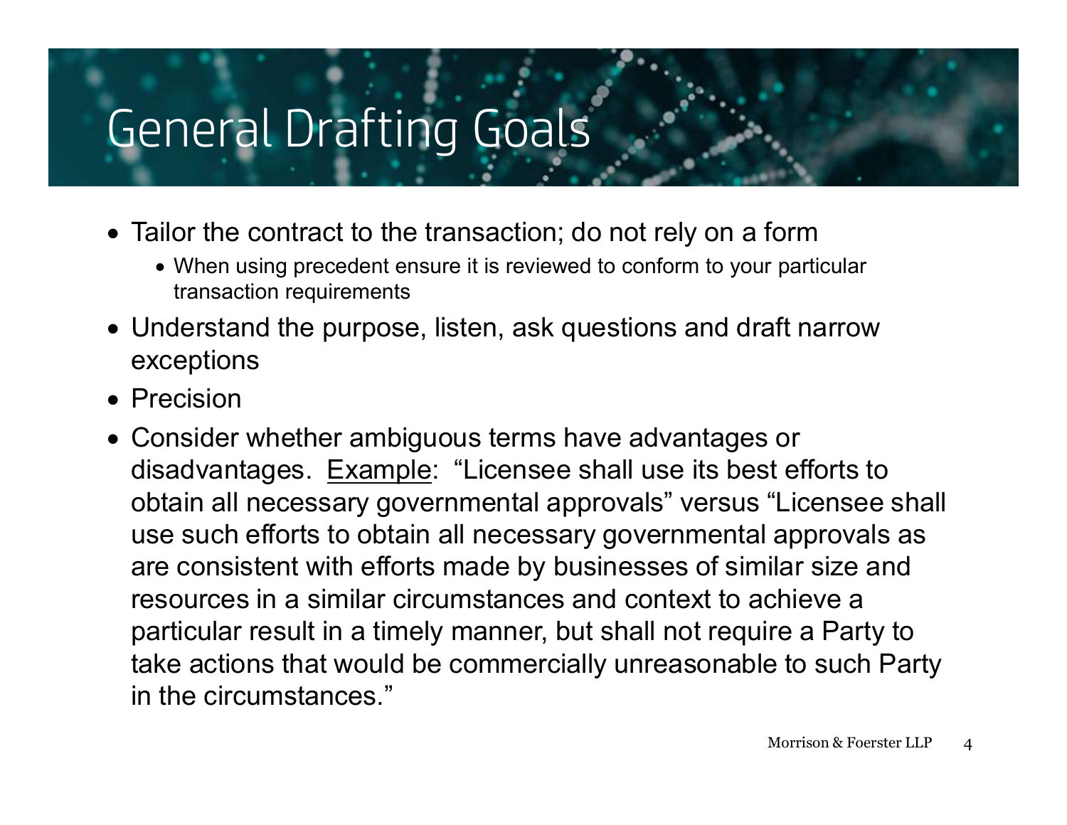# General Drafting Goals

- Tailor the contract to the transaction; do not rely on a form
  - When using precedent ensure it is reviewed to conform to your particular transaction requirements
- Understand the purpose, listen, ask questions and draft narrow exceptions
- Precision
- Consider whether ambiguous terms have advantages or disadvantages. Example: "Licensee shall use its best efforts to obtain all necessary governmental approvals" versus "Licensee shall use such efforts to obtain all necessary governmental approvals as are consistent with efforts made by businesses of similar size and resources in a similar circumstances and context to achieve a particular result in a timely manner, but shall not require a Party to take actions that would be commercially unreasonable to such Party in the circumstances."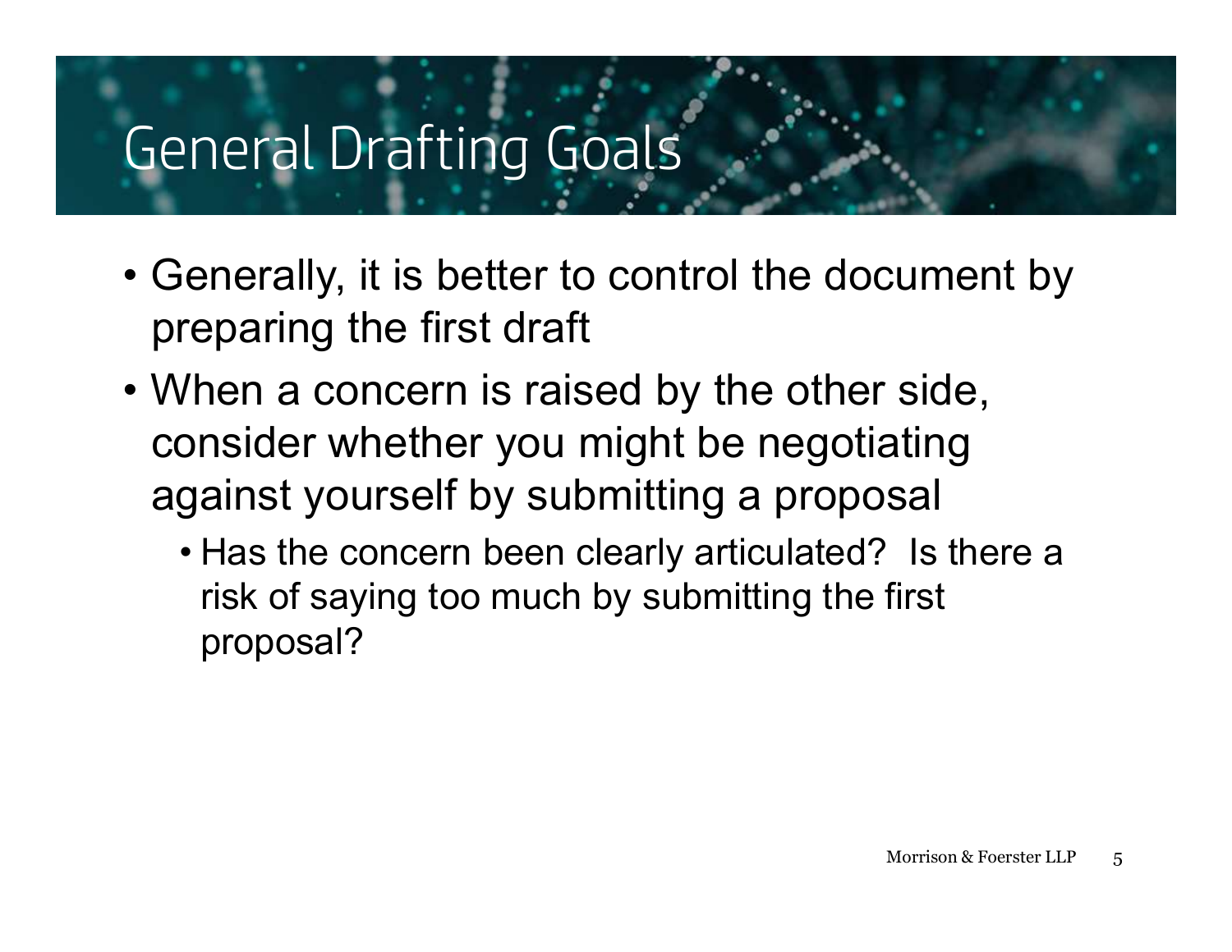# General Drafting Goals

- Generally, it is better to control the document by preparing the first draft
- When a concern is raised by the other side, consider whether you might be negotiating against yourself by submitting a proposal
  - Has the concern been clearly articulated? Is there a risk of saying too much by submitting the first proposal?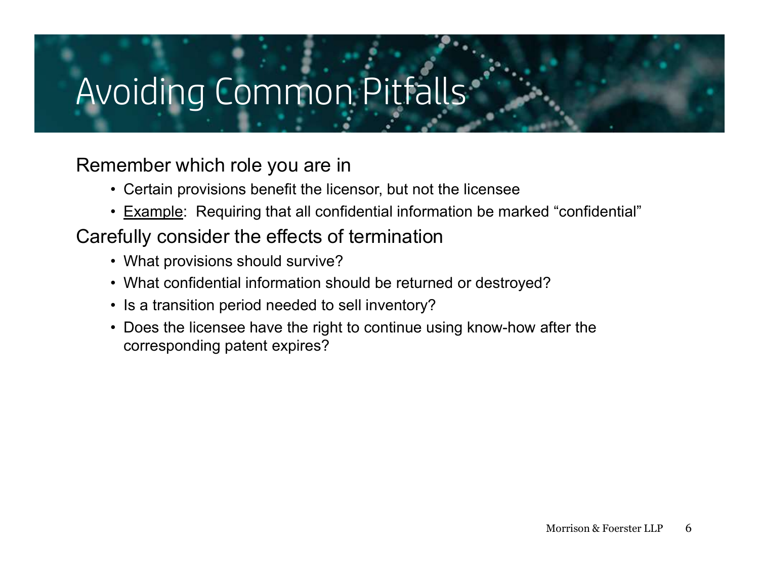# Avoiding Common Pitfalls

Remember which role you are in

- Certain provisions benefit the licensor, but not the licensee
- Example: Requiring that all confidential information be marked "confidential"

Carefully consider the effects of termination

- What provisions should survive?
- What confidential information should be returned or destroyed?
- Is a transition period needed to sell inventory?
- Does the licensee have the right to continue using know-how after the corresponding patent expires?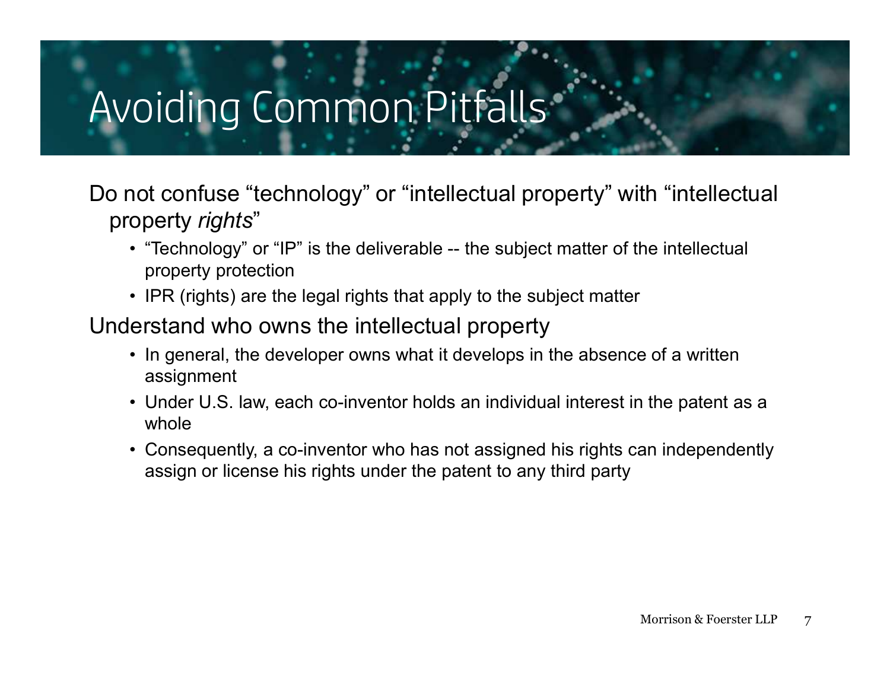# Avoiding Common Pitfalls

Do not confuse “technology” or “intellectual property” with “intellectual property *rights*”

- “Technology” or “IP” is the deliverable -- the subject matter of the intellectual property protection
- IPR (rights) are the legal rights that apply to the subject matter

Understand who owns the intellectual property

- In general, the developer owns what it develops in the absence of a written assignment
- Under U.S. law, each co-inventor holds an individual interest in the patent as a whole
- Consequently, a co-inventor who has not assigned his rights can independently assign or license his rights under the patent to any third party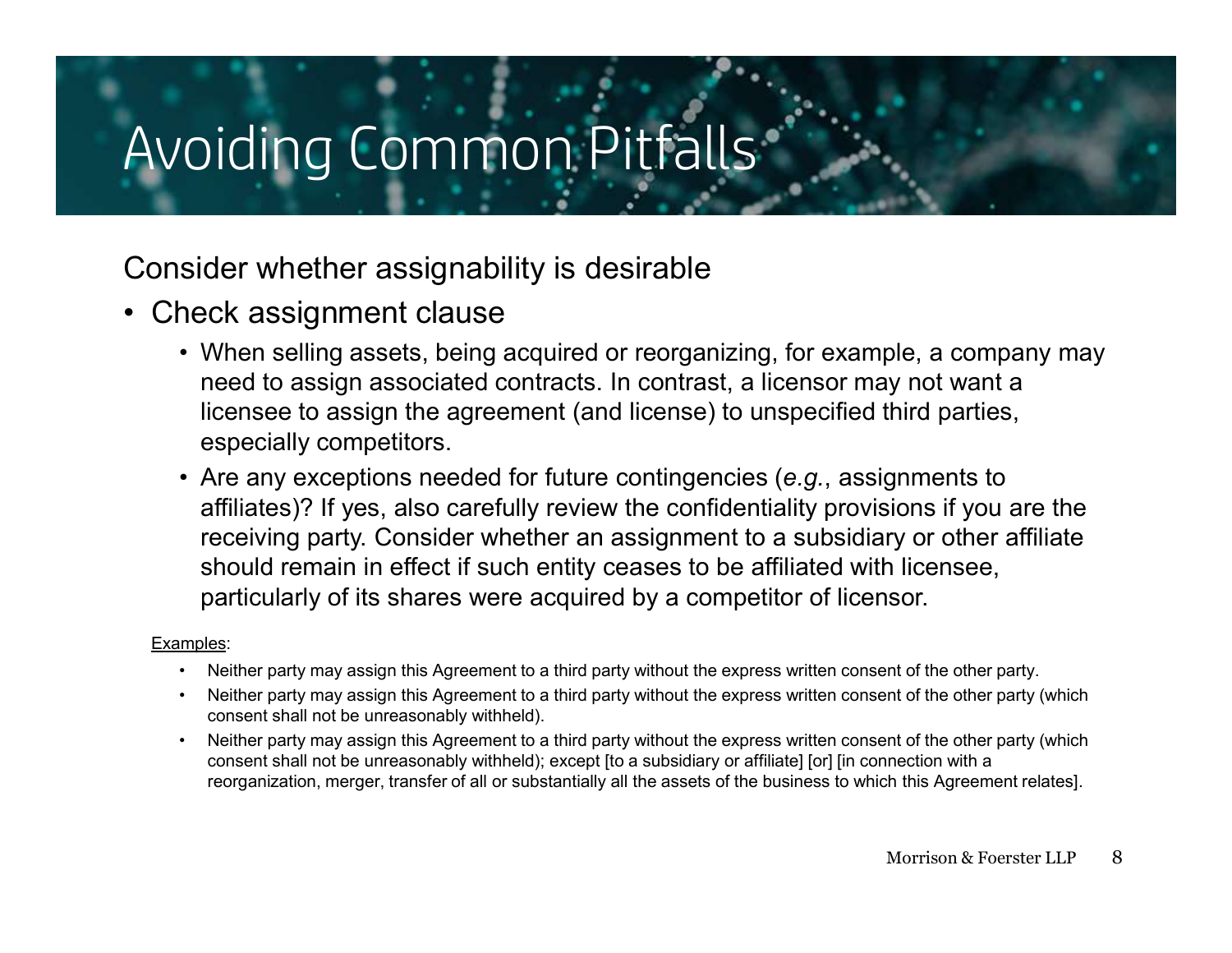# Avoiding Common Pitfalls

Consider whether assignability is desirable

- Check assignment clause
  - When selling assets, being acquired or reorganizing, for example, a company may need to assign associated contracts. In contrast, a licensor may not want a licensee to assign the agreement (and license) to unspecified third parties, especially competitors.
  - Are any exceptions needed for future contingencies (*e.g.*, assignments to affiliates)? If yes, also carefully review the confidentiality provisions if you are the receiving party. Consider whether an assignment to a subsidiary or other affiliate should remain in effect if such entity ceases to be affiliated with licensee, particularly of its shares were acquired by a competitor of licensor.

<u>Examples</u>:

- Neither party may assign this Agreement to a third party without the express written consent of the other party.
- Neither party may assign this Agreement to a third party without the express written consent of the other party (which consent shall not be unreasonably withheld).
- Neither party may assign this Agreement to a third party without the express written consent of the other party (which consent shall not be unreasonably withheld); except [to a subsidiary or affiliate] [or] [in connection with a reorganization, merger, transfer of all or substantially all the assets of the business to which this Agreement relates].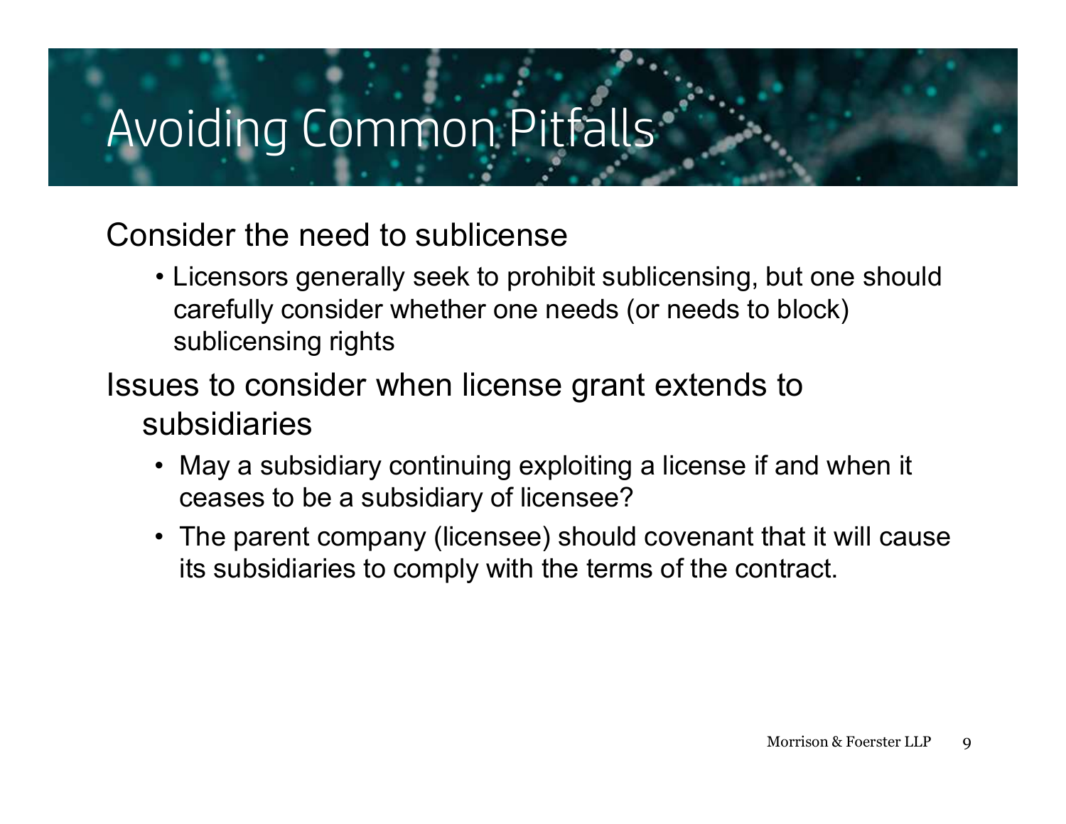# Avoiding Common Pitfalls

Consider the need to sublicense

- Licensors generally seek to prohibit sublicensing, but one should carefully consider whether one needs (or needs to block) sublicensing rights

Issues to consider when license grant extends to subsidiaries

- May a subsidiary continuing exploiting a license if and when it ceases to be a subsidiary of licensee?
- The parent company (licensee) should covenant that it will cause its subsidiaries to comply with the terms of the contract.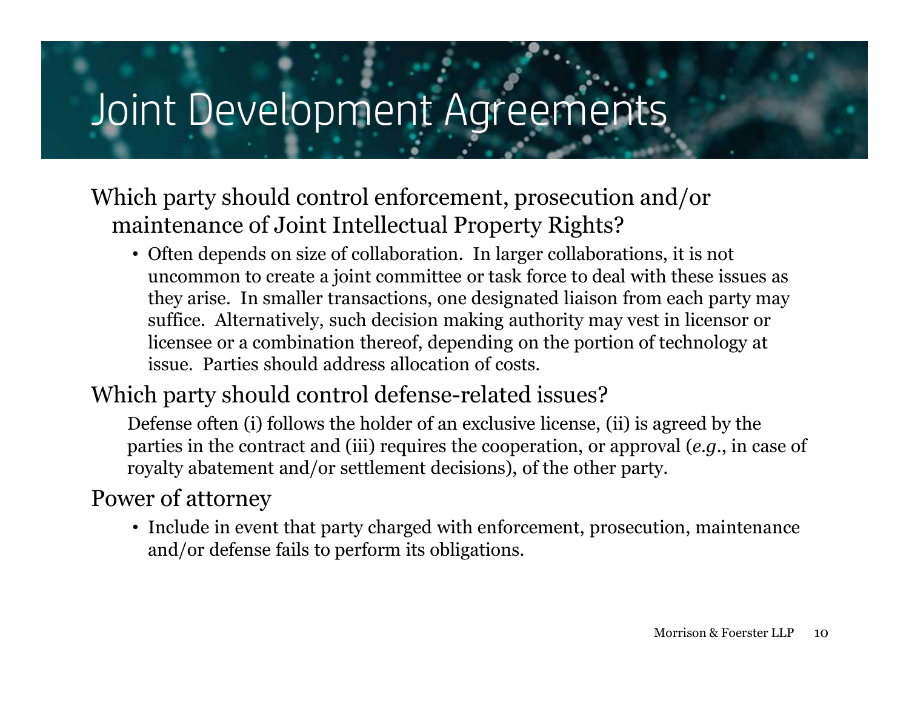# Joint Development Agreements

Which party should control enforcement, prosecution and/or maintenance of Joint Intellectual Property Rights?

- Often depends on size of collaboration. In larger collaborations, it is not uncommon to create a joint committee or task force to deal with these issues as they arise. In smaller transactions, one designated liaison from each party may suffice. Alternatively, such decision making authority may vest in licensor or licensee or a combination thereof, depending on the portion of technology at issue. Parties should address allocation of costs.

Which party should control defense-related issues?

Defense often (i) follows the holder of an exclusive license, (ii) is agreed by the parties in the contract and (iii) requires the cooperation, or approval (*e.g.*, in case of royalty abatement and/or settlement decisions), of the other party.

Power of attorney

- Include in event that party charged with enforcement, prosecution, maintenance and/or defense fails to perform its obligations.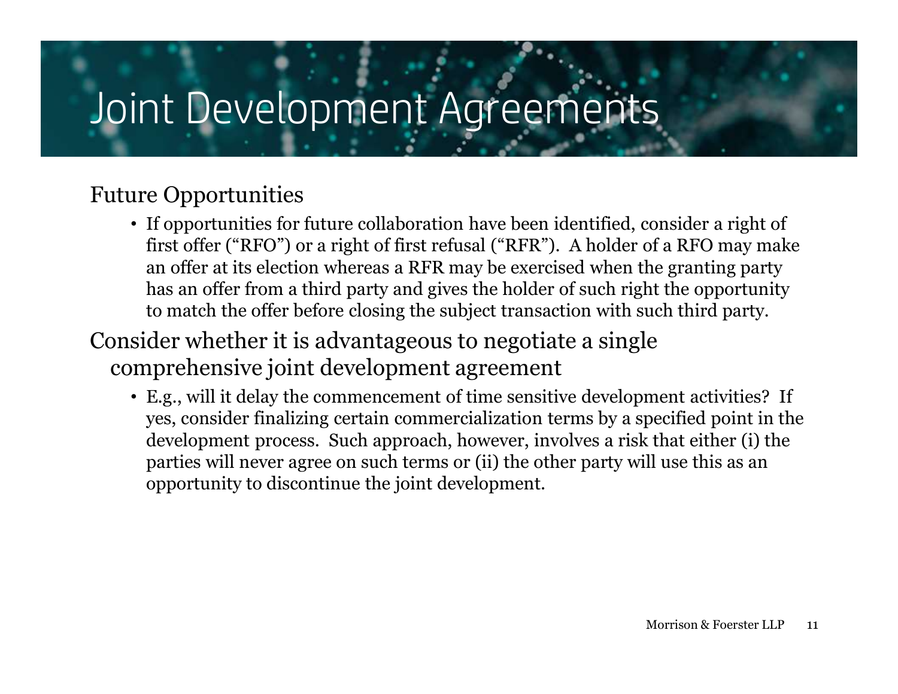# Joint Development Agreements

## Future Opportunities

- If opportunities for future collaboration have been identified, consider a right of first offer ("RFO") or a right of first refusal ("RFR"). A holder of a RFO may make an offer at its election whereas a RFR may be exercised when the granting party has an offer from a third party and gives the holder of such right the opportunity to match the offer before closing the subject transaction with such third party.

## Consider whether it is advantageous to negotiate a single comprehensive joint development agreement

- E.g., will it delay the commencement of time sensitive development activities? If yes, consider finalizing certain commercialization terms by a specified point in the development process. Such approach, however, involves a risk that either (i) the parties will never agree on such terms or (ii) the other party will use this as an opportunity to discontinue the joint development.

Morrison & Foerster LLP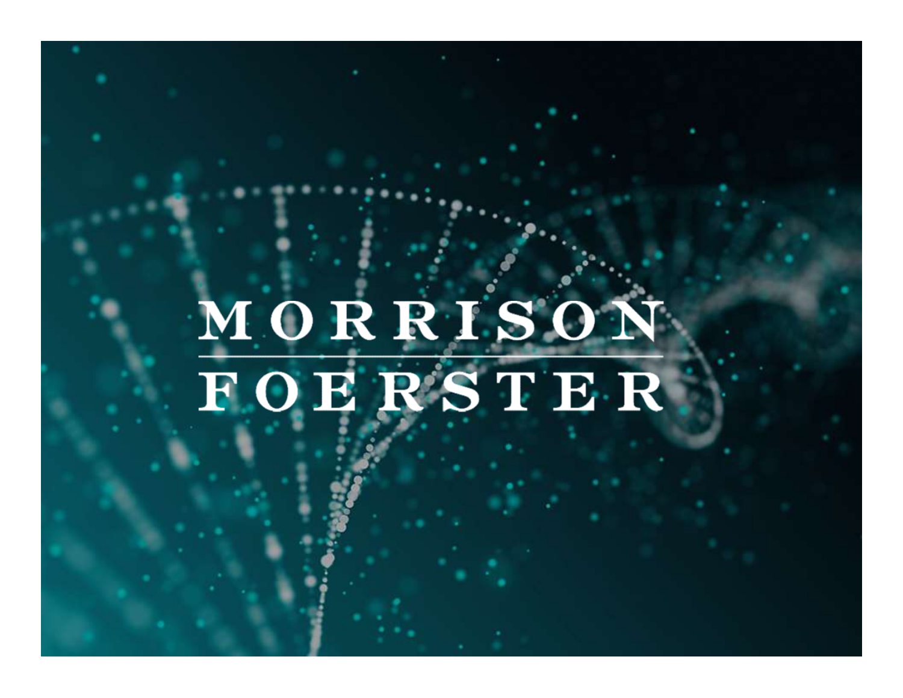MORRISON
FOERSTER